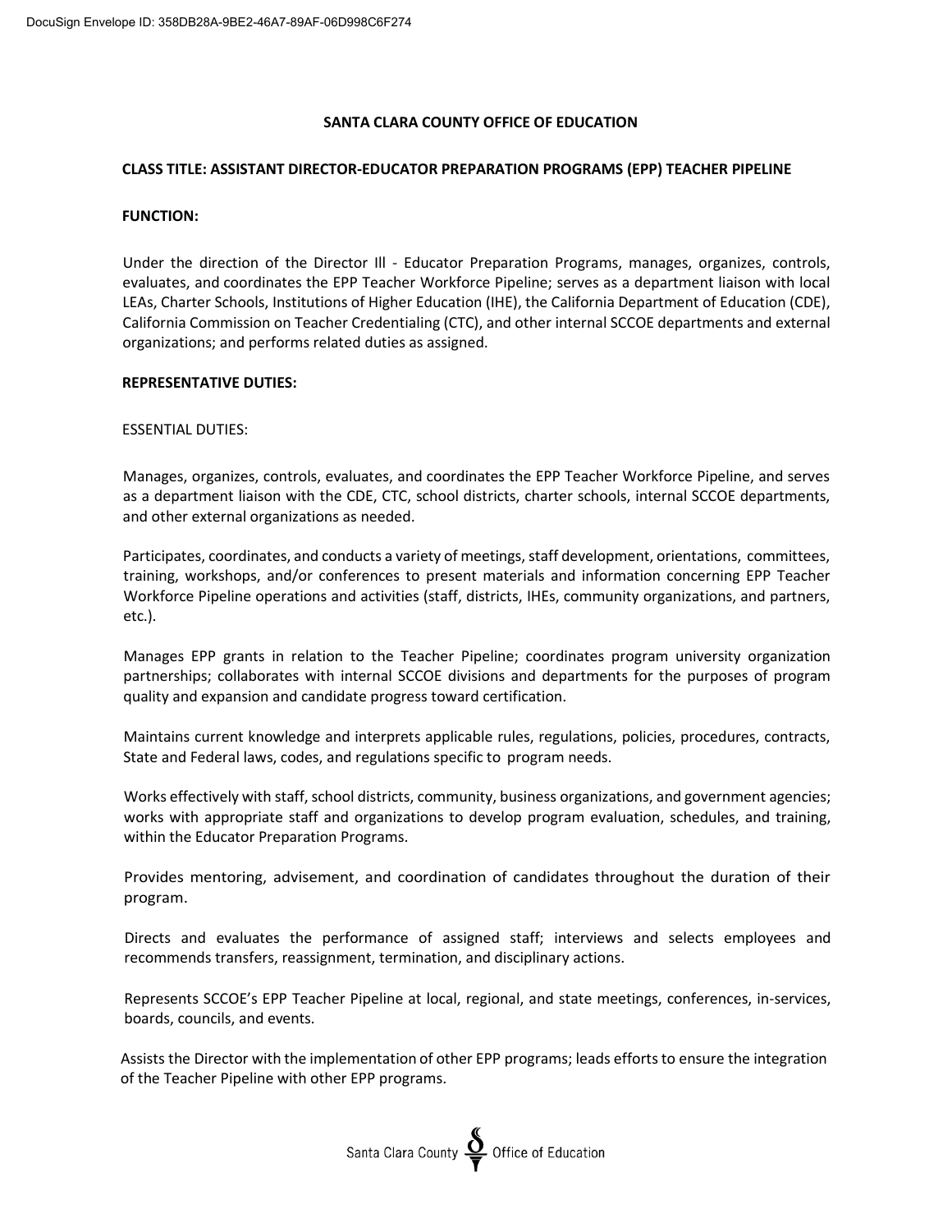# SANTA CLARA COUNTY OFFICE OF EDUCATION

## CLASS TITLE: ASSISTANT DIRECTOR-EDUCATOR PREPARATION PROGRAMS (EPP) TEACHER PIPELINE

### FUNCTION:

Under the direction of the Director Ill - Educator Preparation Programs, manages, organizes, controls, evaluates, and coordinates the EPP Teacher Workforce Pipeline; serves as a department liaison with local LEAs, Charter Schools, Institutions of Higher Education (IHE), the California Department of Education (CDE), California Commission on Teacher Credentialing (CTC), and other internal SCCOE departments and external organizations; and performs related duties as assigned.

### REPRESENTATIVE DUTIES:

ESSENTIAL DUTIES:

Manages, organizes, controls, evaluates, and coordinates the EPP Teacher Workforce Pipeline, and serves as a department liaison with the CDE, CTC, school districts, charter schools, internal SCCOE departments, and other external organizations as needed.

Participates, coordinates, and conducts a variety of meetings, staff development, orientations, committees, training, workshops, and/or conferences to present materials and information concerning EPP Teacher Workforce Pipeline operations and activities (staff, districts, IHEs, community organizations, and partners, etc.).

Manages EPP grants in relation to the Teacher Pipeline; coordinates program university organization partnerships; collaborates with internal SCCOE divisions and departments for the purposes of program quality and expansion and candidate progress toward certification.

Maintains current knowledge and interprets applicable rules, regulations, policies, procedures, contracts, State and Federal laws, codes, and regulations specific to program needs.

Works effectively with staff, school districts, community, business organizations, and government agencies; works with appropriate staff and organizations to develop program evaluation, schedules, and training, within the Educator Preparation Programs.

Provides mentoring, advisement, and coordination of candidates throughout the duration of their program.

Directs and evaluates the performance of assigned staff; interviews and selects employees and recommends transfers, reassignment, termination, and disciplinary actions.

Represents SCCOE's EPP Teacher Pipeline at local, regional, and state meetings, conferences, in-services, boards, councils, and events.

Assists the Director with the implementation of other EPP programs; leads efforts to ensure the integration of the Teacher Pipeline with other EPP programs.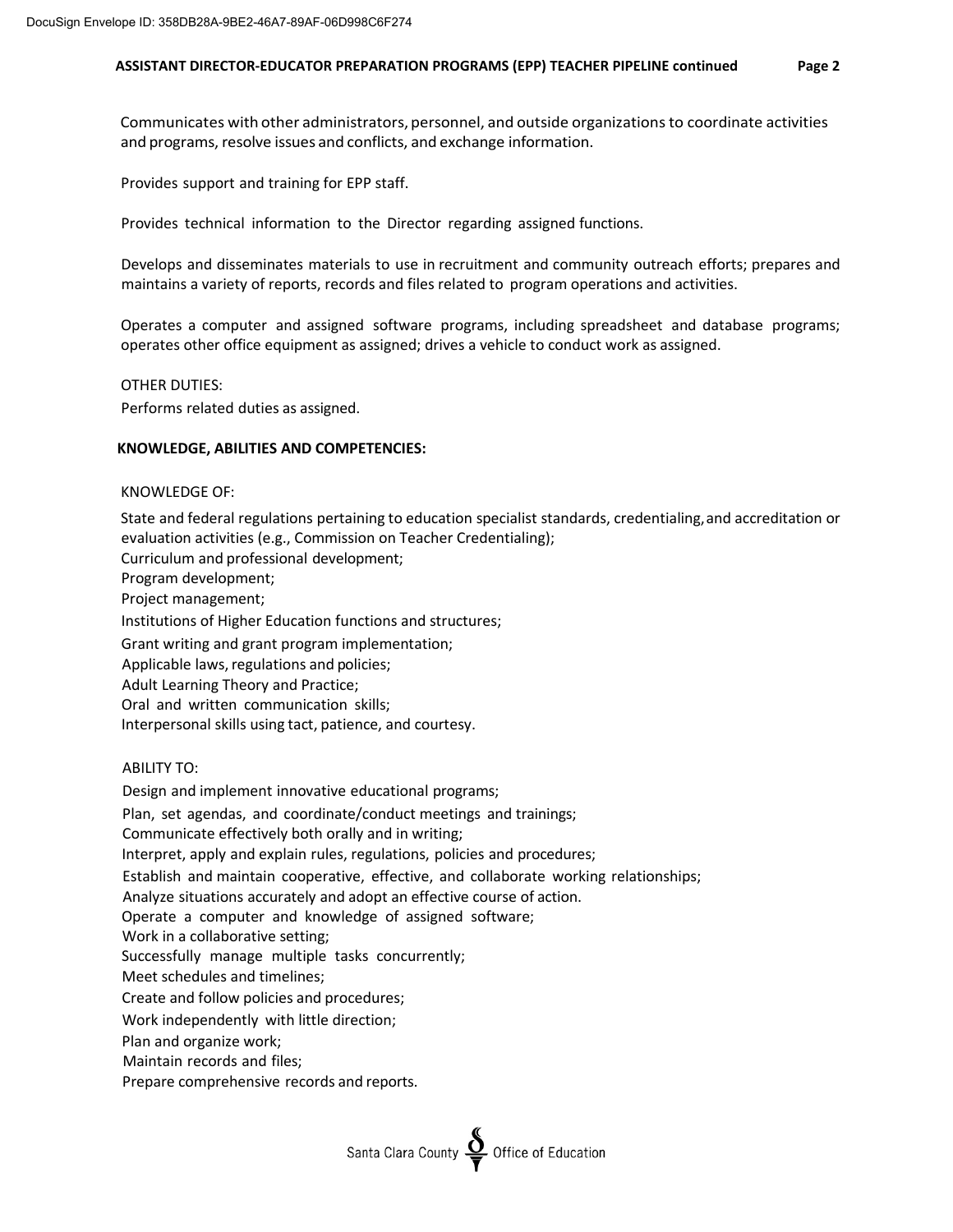Communicates with other administrators, personnel, and outside organizations to coordinate activities and programs, resolve issues and conflicts, and exchange information.

Provides support and training for EPP staff.

Provides technical information to the Director regarding assigned functions.

Develops and disseminates materials to use in recruitment and community outreach efforts; prepares and maintains a variety of reports, records and files related to program operations and activities.

Operates a computer and assigned software programs, including spreadsheet and database programs; operates other office equipment as assigned; drives a vehicle to conduct work as assigned.

OTHER DUTIES:

Performs related duties as assigned.

**KNOWLEDGE, ABILITIES AND COMPETENCIES:**

KNOWLEDGE OF:

State and federal regulations pertaining to education specialist standards, credentialing, and accreditation or evaluation activities (e.g., Commission on Teacher Credentialing);
Curriculum and professional development;
Program development;
Project management;
Institutions of Higher Education functions and structures;
Grant writing and grant program implementation;
Applicable laws, regulations and policies;
Adult Learning Theory and Practice;
Oral and written communication skills;
Interpersonal skills using tact, patience, and courtesy.

ABILITY TO:

Design and implement innovative educational programs;
Plan, set agendas, and coordinate/conduct meetings and trainings;
Communicate effectively both orally and in writing;
Interpret, apply and explain rules, regulations, policies and procedures;
Establish and maintain cooperative, effective, and collaborate working relationships;
Analyze situations accurately and adopt an effective course of action.
Operate a computer and knowledge of assigned software;
Work in a collaborative setting;
Successfully manage multiple tasks concurrently;
Meet schedules and timelines;
Create and follow policies and procedures;
Work independently with little direction;
Plan and organize work;
Maintain records and files;
Prepare comprehensive records and reports.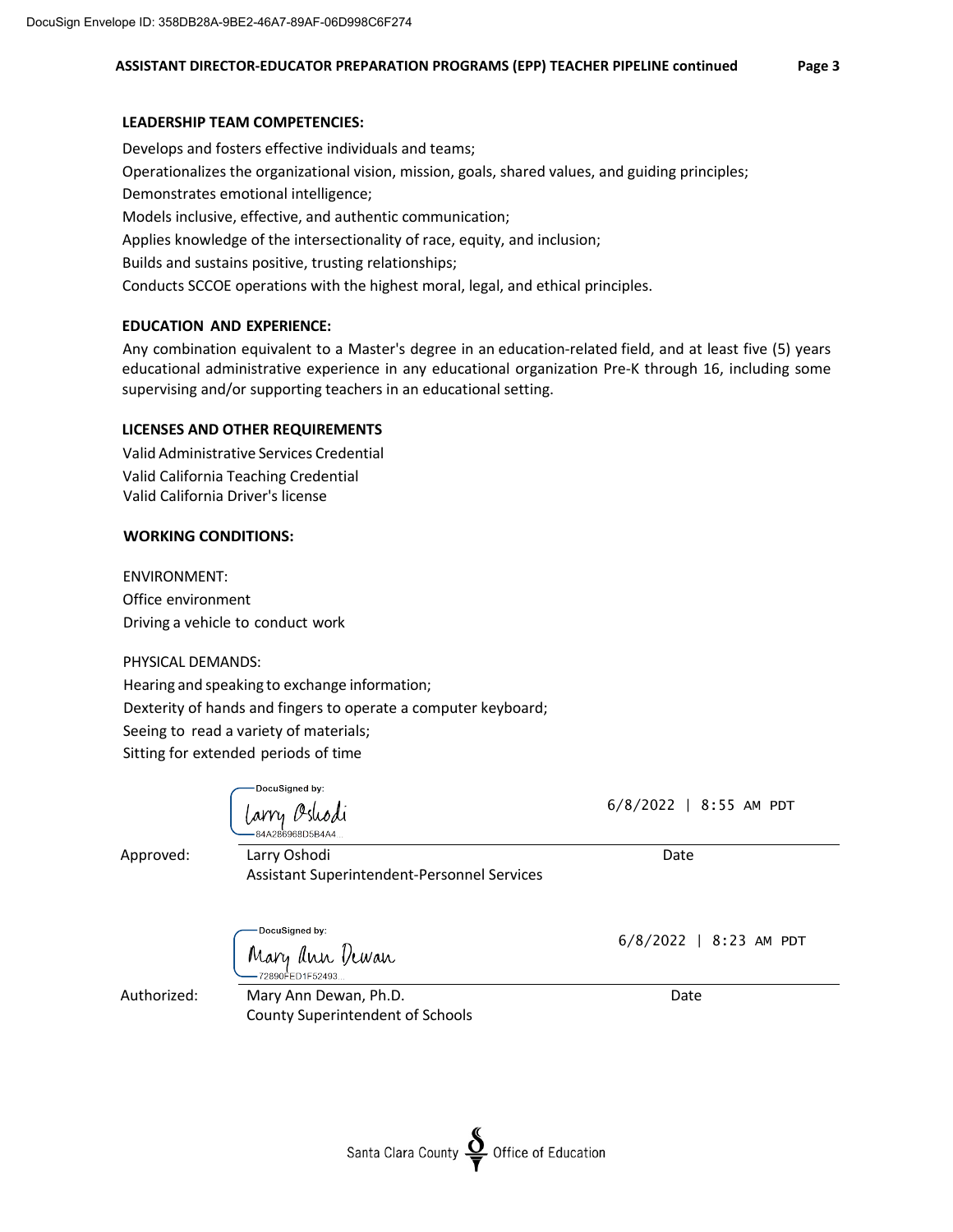**LEADERSHIP TEAM COMPETENCIES:**

Develops and fosters effective individuals and teams;
Operationalizes the organizational vision, mission, goals, shared values, and guiding principles;
Demonstrates emotional intelligence;
Models inclusive, effective, and authentic communication;
Applies knowledge of the intersectionality of race, equity, and inclusion;
Builds and sustains positive, trusting relationships;
Conducts SCCOE operations with the highest moral, legal, and ethical principles.

**EDUCATION AND EXPERIENCE:**

Any combination equivalent to a Master's degree in an education-related field, and at least five (5) years educational administrative experience in any educational organization Pre-K through 16, including some supervising and/or supporting teachers in an educational setting.

**LICENSES AND OTHER REQUIREMENTS**

Valid Administrative Services Credential
Valid California Teaching Credential
Valid California Driver's license

**WORKING CONDITIONS:**

ENVIRONMENT:
Office environment
Driving a vehicle to conduct work

PHYSICAL DEMANDS:
Hearing and speaking to exchange information;
Dexterity of hands and fingers to operate a computer keyboard;
Seeing to read a variety of materials;
Sitting for extended periods of time

DocuSigned by: Larry Oshodi
84A286968D5B4A4...

6/8/2022 | 8:55 AM PDT

Approved: Larry Oshodi
Assistant Superintendent-Personnel Services
Date

DocuSigned by: Mary Ann Dewan
72890FED1F52493...

6/8/2022 | 8:23 AM PDT

Authorized: Mary Ann Dewan, Ph.D.
County Superintendent of Schools
Date